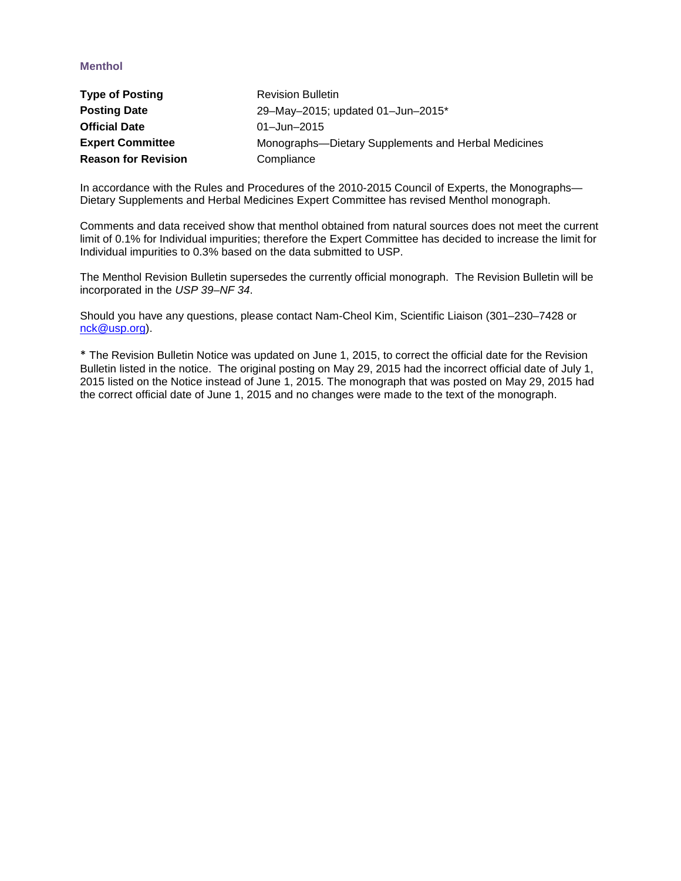## Menthol

| | |
|---|---|
| **Type of Posting** | Revision Bulletin |
| **Posting Date** | 29–May–2015; updated 01–Jun–2015* |
| **Official Date** | 01–Jun–2015 |
| **Expert Committee** | Monographs—Dietary Supplements and Herbal Medicines |
| **Reason for Revision** | Compliance |

In accordance with the Rules and Procedures of the 2010-2015 Council of Experts, the Monographs—Dietary Supplements and Herbal Medicines Expert Committee has revised Menthol monograph.

Comments and data received show that menthol obtained from natural sources does not meet the current limit of 0.1% for Individual impurities; therefore the Expert Committee has decided to increase the limit for Individual impurities to 0.3% based on the data submitted to USP.

The Menthol Revision Bulletin supersedes the currently official monograph. The Revision Bulletin will be incorporated in the *USP 39–NF 34*.

Should you have any questions, please contact Nam-Cheol Kim, Scientific Liaison (301–230–7428 or nck@usp.org).

\* The Revision Bulletin Notice was updated on June 1, 2015, to correct the official date for the Revision Bulletin listed in the notice. The original posting on May 29, 2015 had the incorrect official date of July 1, 2015 listed on the Notice instead of June 1, 2015. The monograph that was posted on May 29, 2015 had the correct official date of June 1, 2015 and no changes were made to the text of the monograph.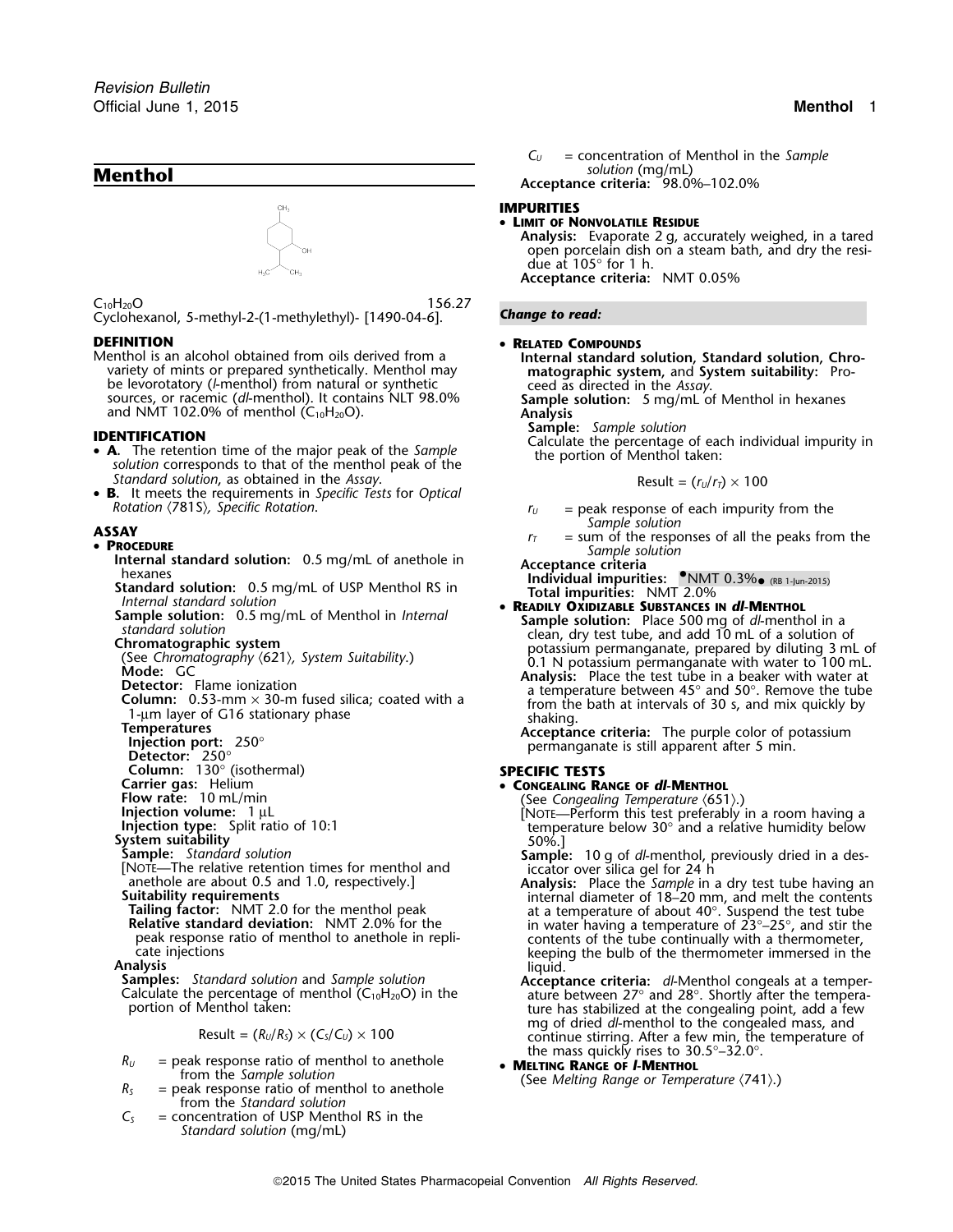# Menthol

$C_{10}H_{20}O$ 156.27

Cyclohexanol, 5-methyl-2-(1-methylethyl)- [1490-04-6].

## DEFINITION

Menthol is an alcohol obtained from oils derived from a variety of mints or prepared synthetically. Menthol may be levorotatory (*l*-menthol) from natural or synthetic sources, or racemic (*dl*-menthol). It contains NLT 98.0% and NMT 102.0% of menthol ($C_{10}H_{20}O$).

## IDENTIFICATION

- **A.** The retention time of the major peak of the *Sample solution* corresponds to that of the menthol peak of the *Standard solution*, as obtained in the *Assay*.
- **B.** It meets the requirements in *Specific Tests* for *Optical Rotation* ⟨781S⟩, *Specific Rotation*.

## ASSAY

- **PROCEDURE**

**Internal standard solution:** 0.5 mg/mL of anethole in hexanes

**Standard solution:** 0.5 mg/mL of USP Menthol RS in *Internal standard solution*

**Sample solution:** 0.5 mg/mL of Menthol in *Internal standard solution*

**Chromatographic system**

(See *Chromatography* ⟨621⟩, *System Suitability*.)

**Mode:** GC

**Detector:** Flame ionization

**Column:** 0.53-mm × 30-m fused silica; coated with a 1-µm layer of G16 stationary phase

**Temperatures**

**Injection port:** 250°

**Detector:** 250°

**Column:** 130° (isothermal)

**Carrier gas:** Helium

**Flow rate:** 10 mL/min

**Injection volume:** 1 µL

**Injection type:** Split ratio of 10:1

**System suitability**

**Sample:** *Standard solution*

[NOTE—The relative retention times for menthol and anethole are about 0.5 and 1.0, respectively.]

**Suitability requirements**

**Tailing factor:** NMT 2.0 for the menthol peak

**Relative standard deviation:** NMT 2.0% for the peak response ratio of menthol to anethole in replicate injections

**Analysis**

**Samples:** *Standard solution* and *Sample solution*

Calculate the percentage of menthol ($C_{10}H_{20}O$) in the portion of Menthol taken:

$$\text{Result} = (R_U/R_S) \times (C_S/C_U) \times 100$$

$R_U$ = peak response ratio of menthol to anethole from the *Sample solution*

$R_S$ = peak response ratio of menthol to anethole from the *Standard solution*

$C_S$ = concentration of USP Menthol RS in the *Standard solution* (mg/mL)

$C_U$ = concentration of Menthol in the *Sample solution* (mg/mL)

**Acceptance criteria:** 98.0%–102.0%

## IMPURITIES

- **LIMIT OF NONVOLATILE RESIDUE**

**Analysis:** Evaporate 2 g, accurately weighed, in a tared open porcelain dish on a steam bath, and dry the residue at 105° for 1 h.

**Acceptance criteria:** NMT 0.05%

*Change to read:*

- **RELATED COMPOUNDS**

**Internal standard solution, Standard solution, Chromatographic system,** and **System suitability:** Proceed as directed in the *Assay*.

**Sample solution:** 5 mg/mL of Menthol in hexanes

**Analysis**

**Sample:** *Sample solution*

Calculate the percentage of each individual impurity in the portion of Menthol taken:

$$\text{Result} = (r_U/r_T) \times 100$$

$r_U$ = peak response of each impurity from the *Sample solution*

$r_T$ = sum of the responses of all the peaks from the *Sample solution*

**Acceptance criteria**

**Individual impurities:** •NMT 0.3%• (RB 1-Jun-2015)

**Total impurities:** NMT 2.0%

- **READILY OXIDIZABLE SUBSTANCES IN *dl*-MENTHOL**

**Sample solution:** Place 500 mg of *dl*-menthol in a clean, dry test tube, and add 10 mL of a solution of potassium permanganate, prepared by diluting 3 mL of 0.1 N potassium permanganate with water to 100 mL.

**Analysis:** Place the test tube in a beaker with water at a temperature between 45° and 50°. Remove the tube from the bath at intervals of 30 s, and mix quickly by shaking.

**Acceptance criteria:** The purple color of potassium permanganate is still apparent after 5 min.

## SPECIFIC TESTS

- **CONGEALING RANGE OF *dl*-MENTHOL**

(See *Congealing Temperature* ⟨651⟩.)

[NOTE—Perform this test preferably in a room having a temperature below 30° and a relative humidity below 50%.]

**Sample:** 10 g of *dl*-menthol, previously dried in a desiccator over silica gel for 24 h

**Analysis:** Place the *Sample* in a dry test tube having an internal diameter of 18–20 mm, and melt the contents at a temperature of about 40°. Suspend the test tube in water having a temperature of 23°–25°, and stir the contents of the tube continually with a thermometer, keeping the bulb of the thermometer immersed in the liquid.

**Acceptance criteria:** *dl*-Menthol congeals at a temperature between 27° and 28°. Shortly after the temperature has stabilized at the congealing point, add a few mg of dried *dl*-menthol to the congealed mass, and continue stirring. After a few min, the temperature of the mass quickly rises to 30.5°–32.0°.

- **MELTING RANGE OF *l*-MENTHOL**

(See *Melting Range or Temperature* ⟨741⟩.)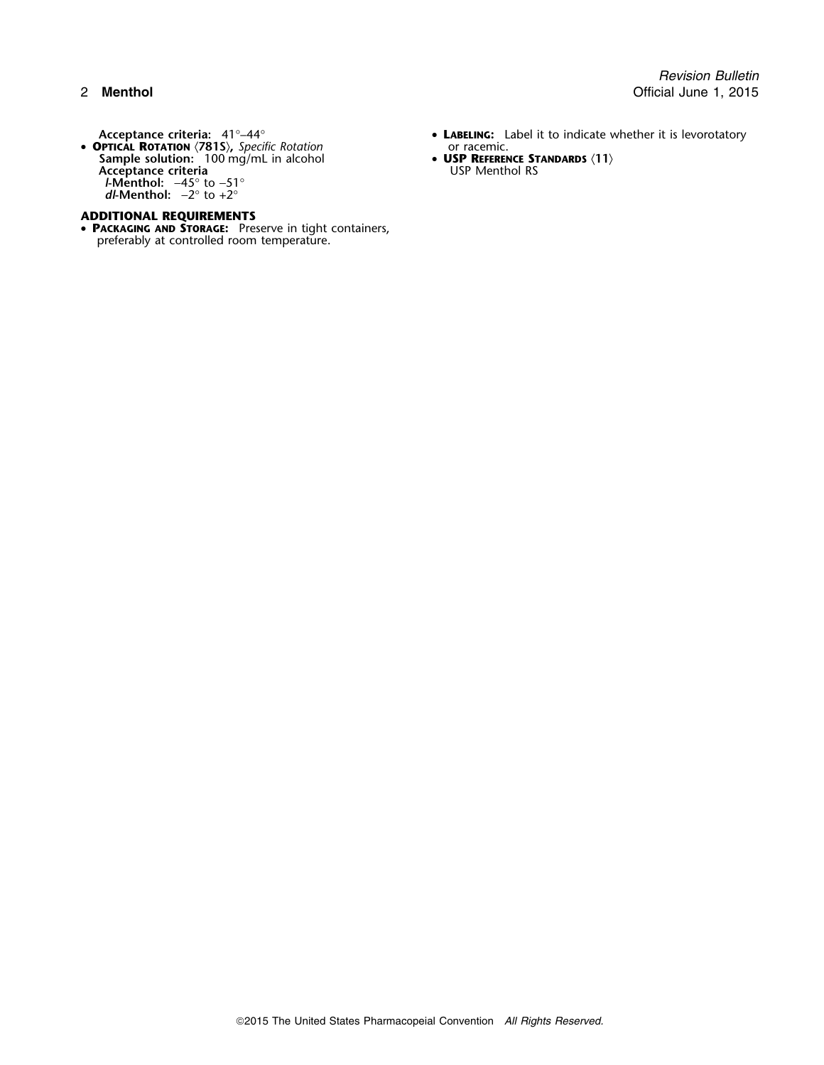**Acceptance criteria:** 41°–44°

- **Optical Rotation** ⟨781S⟩, *Specific Rotation*
  **Sample solution:** 100 mg/mL in alcohol
  **Acceptance criteria**
  ***l*-Menthol:** −45° to −51°
  ***dl*-Menthol:** −2° to +2°

## ADDITIONAL REQUIREMENTS

- **Packaging and Storage:** Preserve in tight containers, preferably at controlled room temperature.
- **Labeling:** Label it to indicate whether it is levorotatory or racemic.
- **USP Reference Standards** ⟨11⟩
  USP Menthol RS